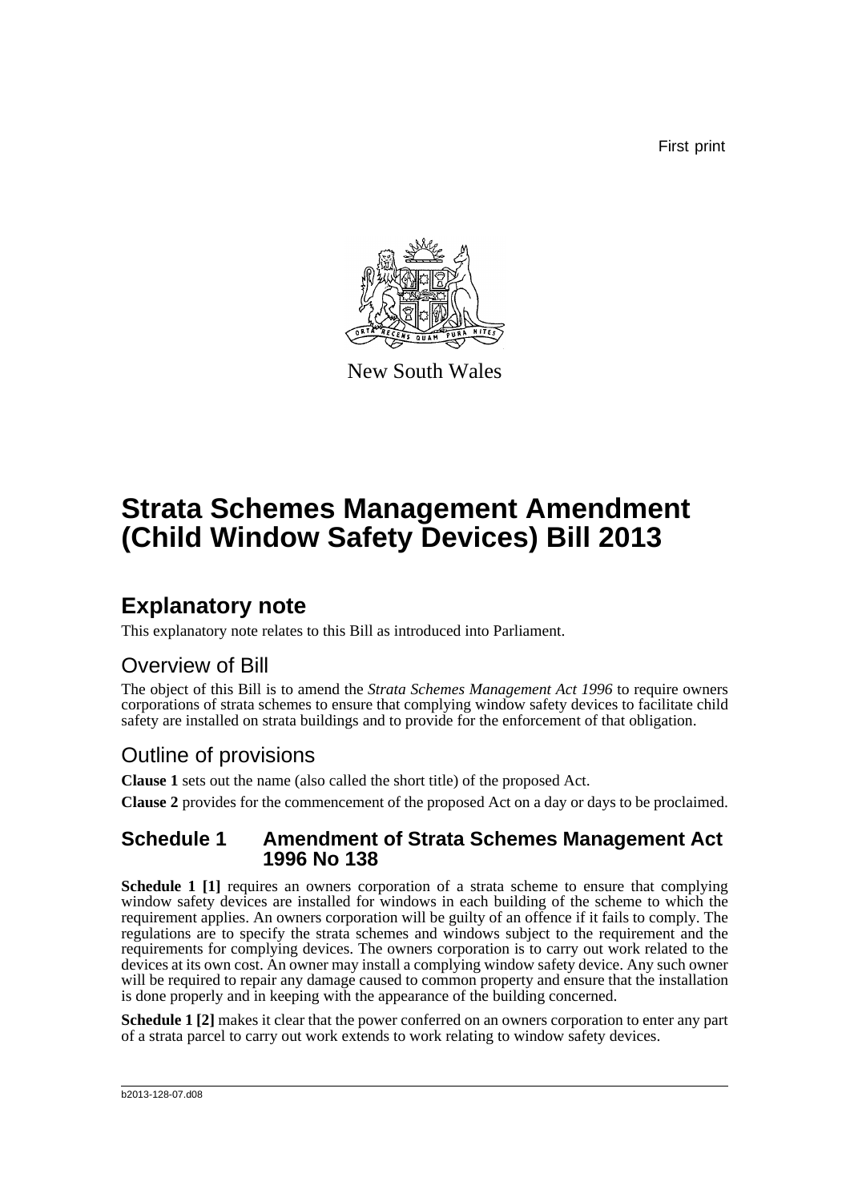First print

New South Wales

# Strata Schemes Management Amendment (Child Window Safety Devices) Bill 2013

## Explanatory note

This explanatory note relates to this Bill as introduced into Parliament.

### Overview of Bill

The object of this Bill is to amend the *Strata Schemes Management Act 1996* to require owners corporations of strata schemes to ensure that complying window safety devices to facilitate child safety are installed on strata buildings and to provide for the enforcement of that obligation.

### Outline of provisions

**Clause 1** sets out the name (also called the short title) of the proposed Act.

**Clause 2** provides for the commencement of the proposed Act on a day or days to be proclaimed.

### Schedule 1 Amendment of Strata Schemes Management Act 1996 No 138

**Schedule 1 [1]** requires an owners corporation of a strata scheme to ensure that complying window safety devices are installed for windows in each building of the scheme to which the requirement applies. An owners corporation will be guilty of an offence if it fails to comply. The regulations are to specify the strata schemes and windows subject to the requirement and the requirements for complying devices. The owners corporation is to carry out work related to the devices at its own cost. An owner may install a complying window safety device. Any such owner will be required to repair any damage caused to common property and ensure that the installation is done properly and in keeping with the appearance of the building concerned.

**Schedule 1 [2]** makes it clear that the power conferred on an owners corporation to enter any part of a strata parcel to carry out work extends to work relating to window safety devices.

b2013-128-07.d08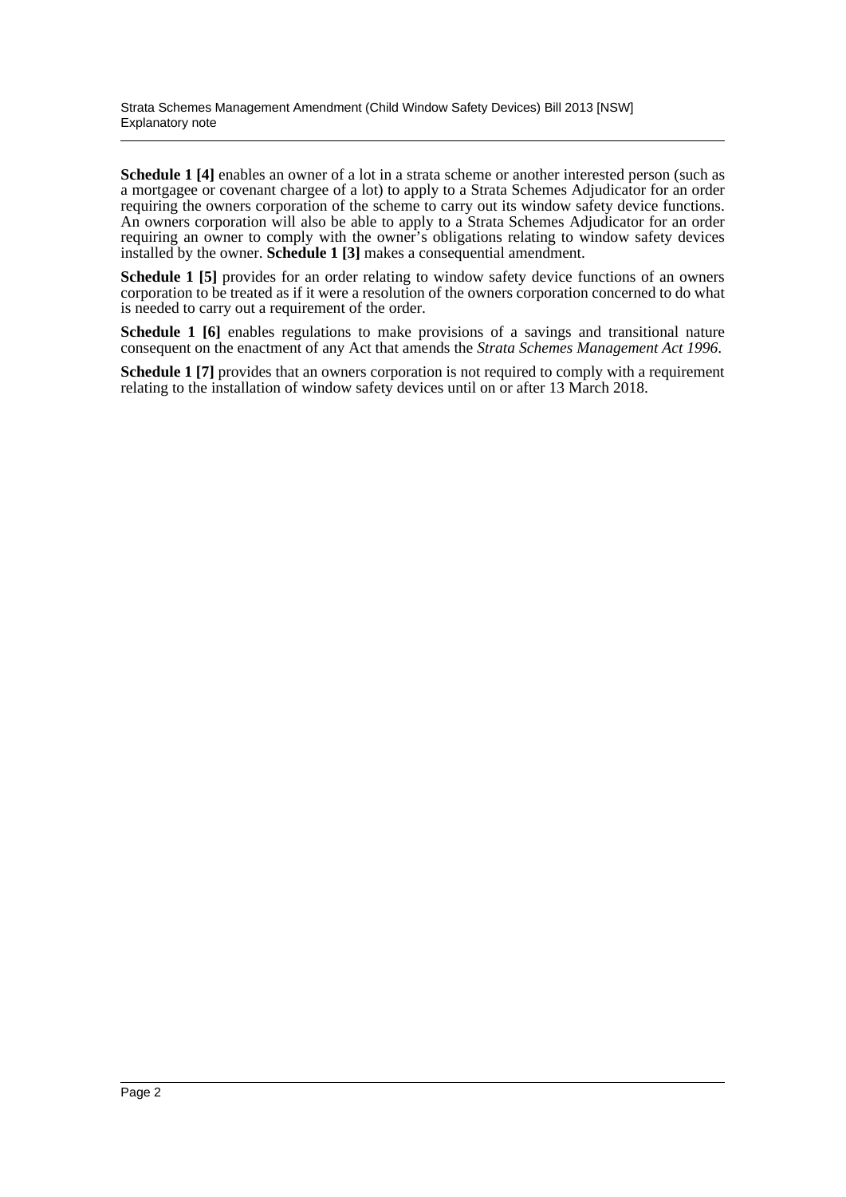**Schedule 1 [4]** enables an owner of a lot in a strata scheme or another interested person (such as a mortgagee or covenant chargee of a lot) to apply to a Strata Schemes Adjudicator for an order requiring the owners corporation of the scheme to carry out its window safety device functions. An owners corporation will also be able to apply to a Strata Schemes Adjudicator for an order requiring an owner to comply with the owner's obligations relating to window safety devices installed by the owner. **Schedule 1 [3]** makes a consequential amendment.

**Schedule 1 [5]** provides for an order relating to window safety device functions of an owners corporation to be treated as if it were a resolution of the owners corporation concerned to do what is needed to carry out a requirement of the order.

**Schedule 1 [6]** enables regulations to make provisions of a savings and transitional nature consequent on the enactment of any Act that amends the *Strata Schemes Management Act 1996*.

**Schedule 1 [7]** provides that an owners corporation is not required to comply with a requirement relating to the installation of window safety devices until on or after 13 March 2018.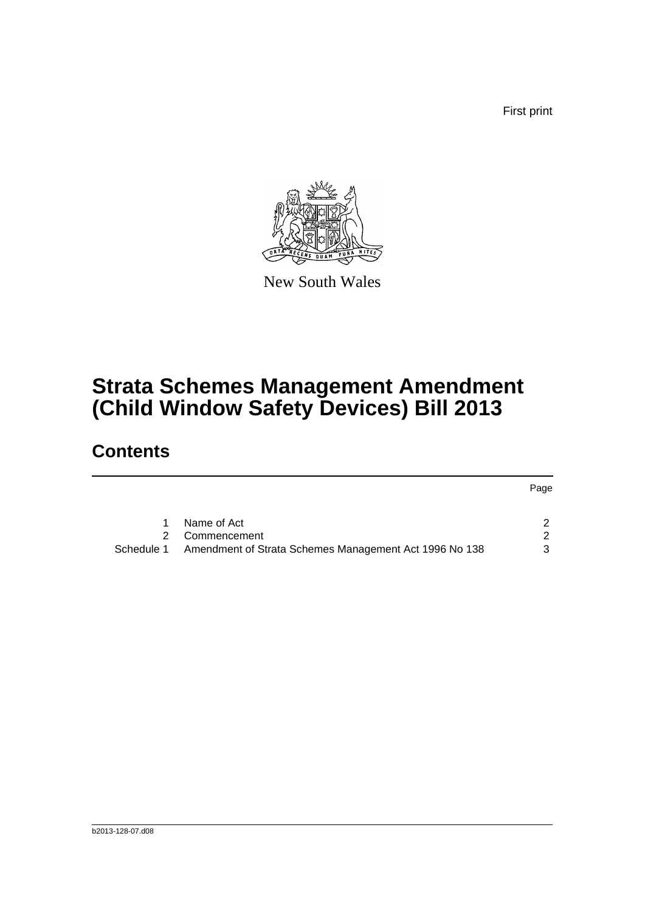First print

New South Wales

# Strata Schemes Management Amendment (Child Window Safety Devices) Bill 2013

## Contents

| | | Page |
|---|---|---|
| 1 | Name of Act | 2 |
| 2 | Commencement | 2 |
| Schedule 1 | Amendment of Strata Schemes Management Act 1996 No 138 | 3 |

b2013-128-07.d08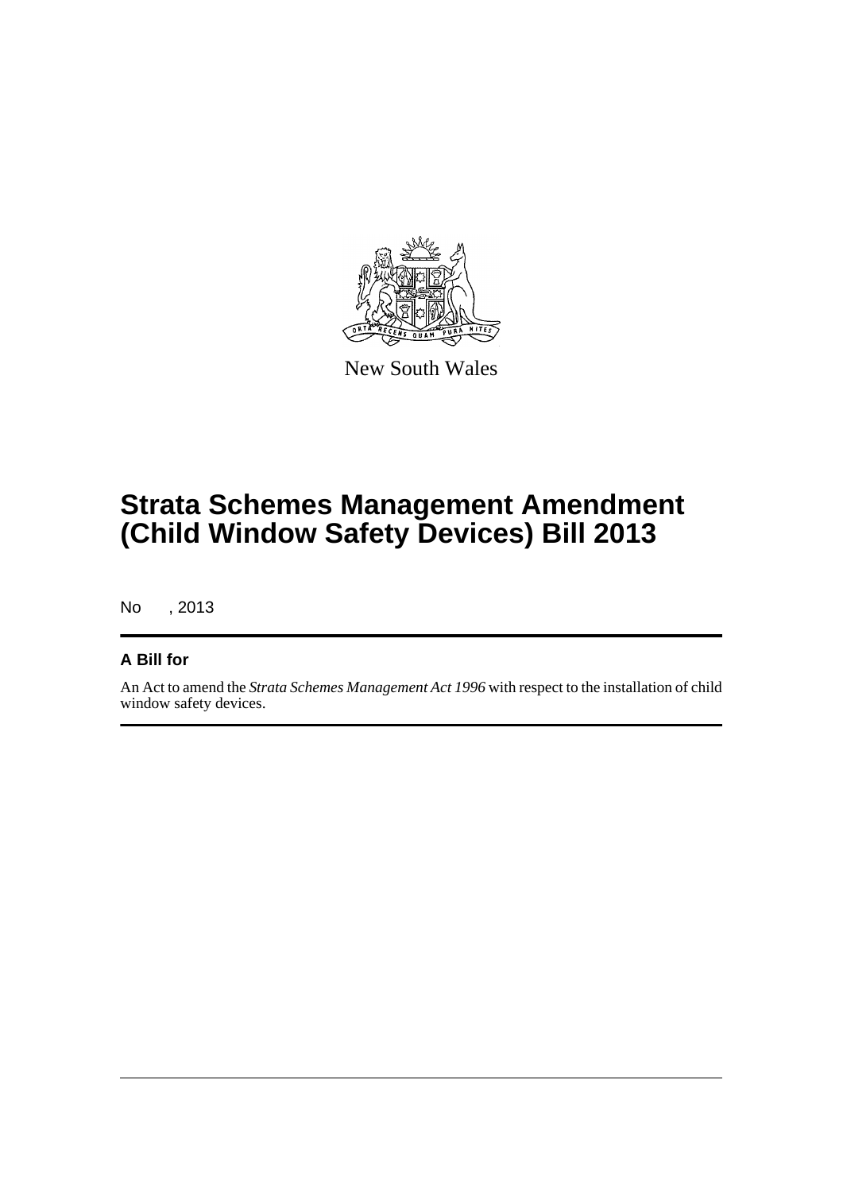New South Wales

# Strata Schemes Management Amendment (Child Window Safety Devices) Bill 2013

No , 2013

## A Bill for

An Act to amend the *Strata Schemes Management Act 1996* with respect to the installation of child window safety devices.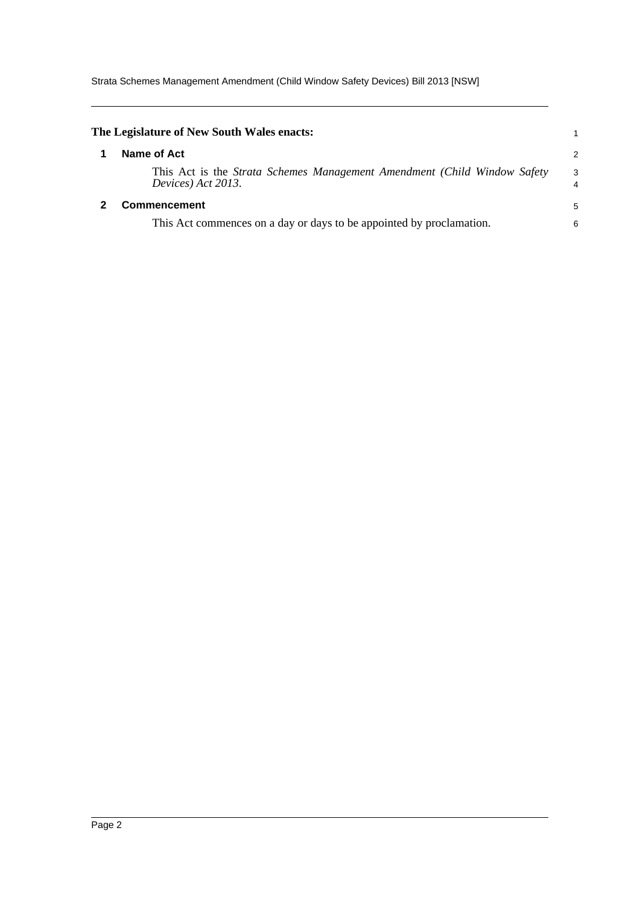**The Legislature of New South Wales enacts:**

## 1 Name of Act

This Act is the *Strata Schemes Management Amendment (Child Window Safety Devices) Act 2013*.

## 2 Commencement

This Act commences on a day or days to be appointed by proclamation.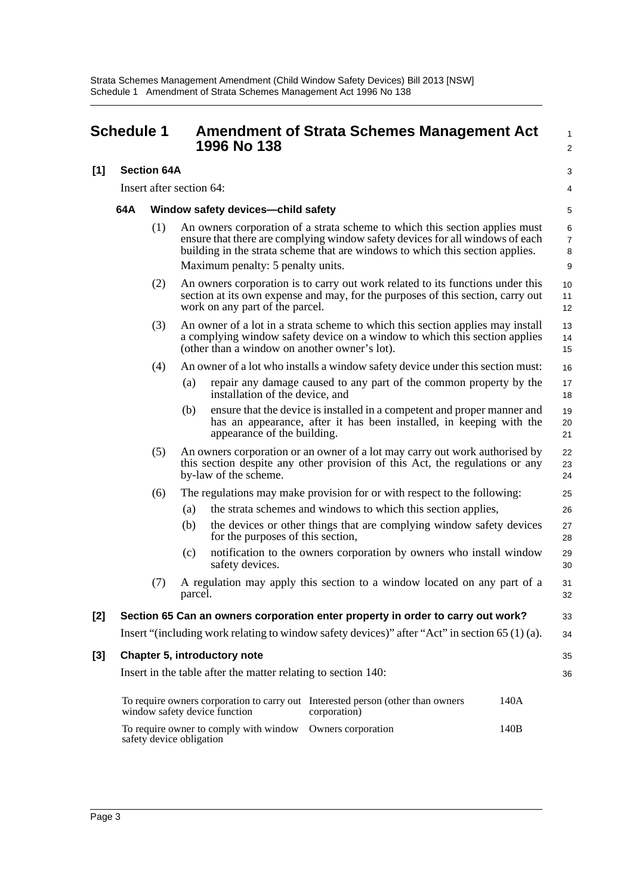# Schedule 1 Amendment of Strata Schemes Management Act 1996 No 138

**[1] Section 64A**

Insert after section 64:

### 64A Window safety devices—child safety

(1) An owners corporation of a strata scheme to which this section applies must ensure that there are complying window safety devices for all windows of each building in the strata scheme that are windows to which this section applies.

Maximum penalty: 5 penalty units.

(2) An owners corporation is to carry out work related to its functions under this section at its own expense and may, for the purposes of this section, carry out work on any part of the parcel.

(3) An owner of a lot in a strata scheme to which this section applies may install a complying window safety device on a window to which this section applies (other than a window on another owner's lot).

(4) An owner of a lot who installs a window safety device under this section must:

(a) repair any damage caused to any part of the common property by the installation of the device, and

(b) ensure that the device is installed in a competent and proper manner and has an appearance, after it has been installed, in keeping with the appearance of the building.

(5) An owners corporation or an owner of a lot may carry out work authorised by this section despite any other provision of this Act, the regulations or any by-law of the scheme.

(6) The regulations may make provision for or with respect to the following:

(a) the strata schemes and windows to which this section applies,

(b) the devices or other things that are complying window safety devices for the purposes of this section,

(c) notification to the owners corporation by owners who install window safety devices.

(7) A regulation may apply this section to a window located on any part of a parcel.

**[2] Section 65 Can an owners corporation enter property in order to carry out work?**

Insert "(including work relating to window safety devices)" after "Act" in section 65 (1) (a).

**[3] Chapter 5, introductory note**

Insert in the table after the matter relating to section 140:

| | | |
|---|---|---|
| To require owners corporation to carry out window safety device function | Interested person (other than owners corporation) | 140A |
| To require owner to comply with window safety device obligation | Owners corporation | 140B |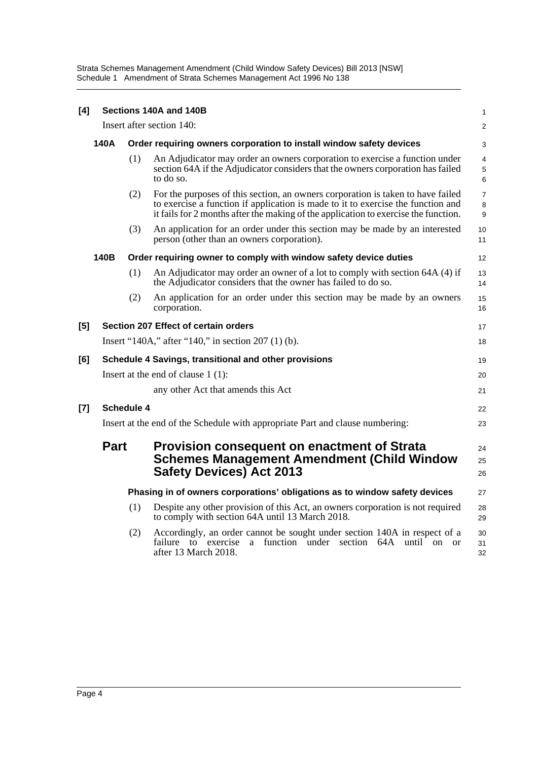**[4] Sections 140A and 140B**

Insert after section 140:

**140A Order requiring owners corporation to install window safety devices**

(1) An Adjudicator may order an owners corporation to exercise a function under section 64A if the Adjudicator considers that the owners corporation has failed to do so.

(2) For the purposes of this section, an owners corporation is taken to have failed to exercise a function if application is made to it to exercise the function and it fails for 2 months after the making of the application to exercise the function.

(3) An application for an order under this section may be made by an interested person (other than an owners corporation).

**140B Order requiring owner to comply with window safety device duties**

(1) An Adjudicator may order an owner of a lot to comply with section 64A (4) if the Adjudicator considers that the owner has failed to do so.

(2) An application for an order under this section may be made by an owners corporation.

**[5] Section 207 Effect of certain orders**

Insert "140A," after "140," in section 207 (1) (b).

**[6] Schedule 4 Savings, transitional and other provisions**

Insert at the end of clause 1 (1):

any other Act that amends this Act

**[7] Schedule 4**

Insert at the end of the Schedule with appropriate Part and clause numbering:

## Part Provision consequent on enactment of Strata Schemes Management Amendment (Child Window Safety Devices) Act 2013

**Phasing in of owners corporations' obligations as to window safety devices**

(1) Despite any other provision of this Act, an owners corporation is not required to comply with section 64A until 13 March 2018.

(2) Accordingly, an order cannot be sought under section 140A in respect of a failure to exercise a function under section 64A until on or after 13 March 2018.